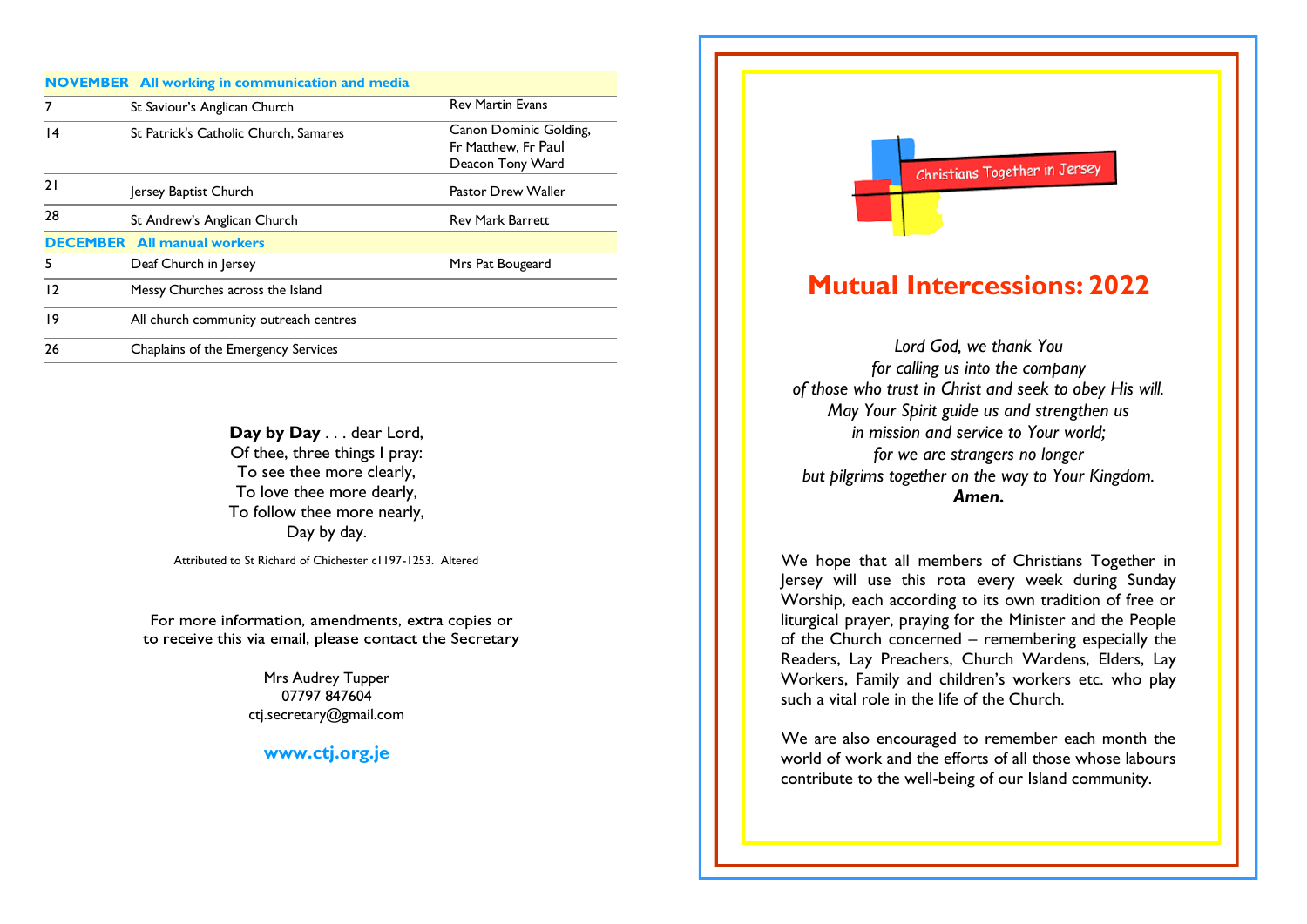| | | |
|---|---|---|
| **NOVEMBER** | **All working in communication and media** | |
| 7 | St Saviour's Anglican Church | Rev Martin Evans |
| 14 | St Patrick's Catholic Church, Samares | Canon Dominic Golding, Fr Matthew, Fr Paul Deacon Tony Ward |
| 21 | Jersey Baptist Church | Pastor Drew Waller |
| 28 | St Andrew's Anglican Church | Rev Mark Barrett |
| **DECEMBER** | **All manual workers** | |
| 5 | Deaf Church in Jersey | Mrs Pat Bougeard |
| 12 | Messy Churches across the Island | |
| 19 | All church community outreach centres | |
| 26 | Chaplains of the Emergency Services | |

**Day by Day** . . . dear Lord,
Of thee, three things I pray:
To see thee more clearly,
To love thee more dearly,
To follow thee more nearly,
Day by day.

Attributed to St Richard of Chichester c1197-1253. Altered

For more information, amendments, extra copies or to receive this via email, please contact the Secretary

Mrs Audrey Tupper
07797 847604
ctj.secretary@gmail.com

**www.ctj.org.je**

Christians Together in Jersey

# Mutual Intercessions: 2022

*Lord God, we thank You*
*for calling us into the company*
*of those who trust in Christ and seek to obey His will.*
*May Your Spirit guide us and strengthen us*
*in mission and service to Your world;*
*for we are strangers no longer*
*but pilgrims together on the way to Your Kingdom.*
***Amen.***

We hope that all members of Christians Together in Jersey will use this rota every week during Sunday Worship, each according to its own tradition of free or liturgical prayer, praying for the Minister and the People of the Church concerned – remembering especially the Readers, Lay Preachers, Church Wardens, Elders, Lay Workers, Family and children's workers etc. who play such a vital role in the life of the Church.

We are also encouraged to remember each month the world of work and the efforts of all those whose labours contribute to the well-being of our Island community.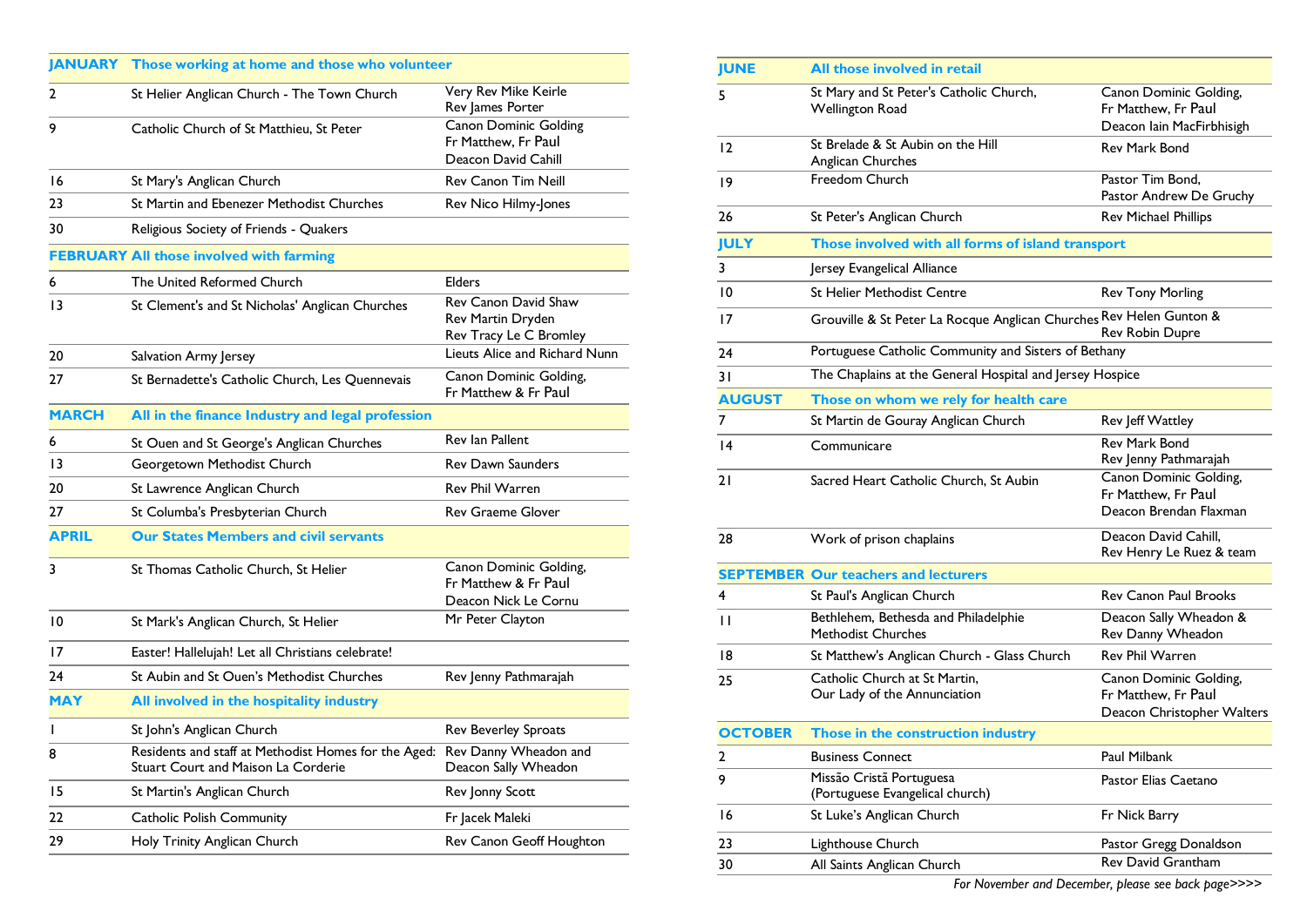| | | |
|---|---|---|
| **JANUARY** | **Those working at home and those who volunteer** | |
| 2 | St Helier Anglican Church - The Town Church | Very Rev Mike Keirle<br>Rev James Porter |
| 9 | Catholic Church of St Matthieu, St Peter | Canon Dominic Golding<br>Fr Matthew, Fr Paul<br>Deacon David Cahill |
| 16 | St Mary's Anglican Church | Rev Canon Tim Neill |
| 23 | St Martin and Ebenezer Methodist Churches | Rev Nico Hilmy-Jones |
| 30 | Religious Society of Friends - Quakers | |
| **FEBRUARY** | **All those involved with farming** | |
| 6 | The United Reformed Church | Elders |
| 13 | St Clement's and St Nicholas' Anglican Churches | Rev Canon David Shaw<br>Rev Martin Dryden<br>Rev Tracy Le C Bromley |
| 20 | Salvation Army Jersey | Lieuts Alice and Richard Nunn |
| 27 | St Bernadette's Catholic Church, Les Quennevais | Canon Dominic Golding,<br>Fr Matthew & Fr Paul |
| **MARCH** | **All in the finance Industry and legal profession** | |
| 6 | St Ouen and St George's Anglican Churches | Rev Ian Pallent |
| 13 | Georgetown Methodist Church | Rev Dawn Saunders |
| 20 | St Lawrence Anglican Church | Rev Phil Warren |
| 27 | St Columba's Presbyterian Church | Rev Graeme Glover |
| **APRIL** | **Our States Members and civil servants** | |
| 3 | St Thomas Catholic Church, St Helier | Canon Dominic Golding,<br>Fr Matthew & Fr Paul<br>Deacon Nick Le Cornu |
| 10 | St Mark's Anglican Church, St Helier | Mr Peter Clayton |
| 17 | Easter! Hallelujah! Let all Christians celebrate! | |
| 24 | St Aubin and St Ouen's Methodist Churches | Rev Jenny Pathmarajah |
| **MAY** | **All involved in the hospitality industry** | |
| 1 | St John's Anglican Church | Rev Beverley Sproats |
| 8 | Residents and staff at Methodist Homes for the Aged: Stuart Court and Maison La Corderie | Rev Danny Wheadon and<br>Deacon Sally Wheadon |
| 15 | St Martin's Anglican Church | Rev Jonny Scott |
| 22 | Catholic Polish Community | Fr Jacek Maleki |
| 29 | Holy Trinity Anglican Church | Rev Canon Geoff Houghton |
| **JUNE** | **All those involved in retail** | |
| 5 | St Mary and St Peter's Catholic Church, Wellington Road | Canon Dominic Golding,<br>Fr Matthew, Fr Paul<br>Deacon Iain MacFirbhisigh |
| 12 | St Brelade & St Aubin on the Hill Anglican Churches | Rev Mark Bond |
| 19 | Freedom Church | Pastor Tim Bond,<br>Pastor Andrew De Gruchy |
| 26 | St Peter's Anglican Church | Rev Michael Phillips |
| **JULY** | **Those involved with all forms of island transport** | |
| 3 | Jersey Evangelical Alliance | |
| 10 | St Helier Methodist Centre | Rev Tony Morling |
| 17 | Grouville & St Peter La Rocque Anglican Churches | Rev Helen Gunton &<br>Rev Robin Dupre |
| 24 | Portuguese Catholic Community and Sisters of Bethany | |
| 31 | The Chaplains at the General Hospital and Jersey Hospice | |
| **AUGUST** | **Those on whom we rely for health care** | |
| 7 | St Martin de Gouray Anglican Church | Rev Jeff Wattley |
| 14 | Communicare | Rev Mark Bond<br>Rev Jenny Pathmarajah |
| 21 | Sacred Heart Catholic Church, St Aubin | Canon Dominic Golding,<br>Fr Matthew, Fr Paul<br>Deacon Brendan Flaxman |
| 28 | Work of prison chaplains | Deacon David Cahill,<br>Rev Henry Le Ruez & team |
| **SEPTEMBER** | **Our teachers and lecturers** | |
| 4 | St Paul's Anglican Church | Rev Canon Paul Brooks |
| 11 | Bethlehem, Bethesda and Philadelphie Methodist Churches | Deacon Sally Wheadon &<br>Rev Danny Wheadon |
| 18 | St Matthew's Anglican Church - Glass Church | Rev Phil Warren |
| 25 | Catholic Church at St Martin, Our Lady of the Annunciation | Canon Dominic Golding,<br>Fr Matthew, Fr Paul<br>Deacon Christopher Walters |
| **OCTOBER** | **Those in the construction industry** | |
| 2 | Business Connect | Paul Milbank |
| 9 | Missão Cristã Portuguesa (Portuguese Evangelical church) | Pastor Elias Caetano |
| 16 | St Luke's Anglican Church | Fr Nick Barry |
| 23 | Lighthouse Church | Pastor Gregg Donaldson |
| 30 | All Saints Anglican Church | Rev David Grantham |

*For November and December, please see back page>>>>*